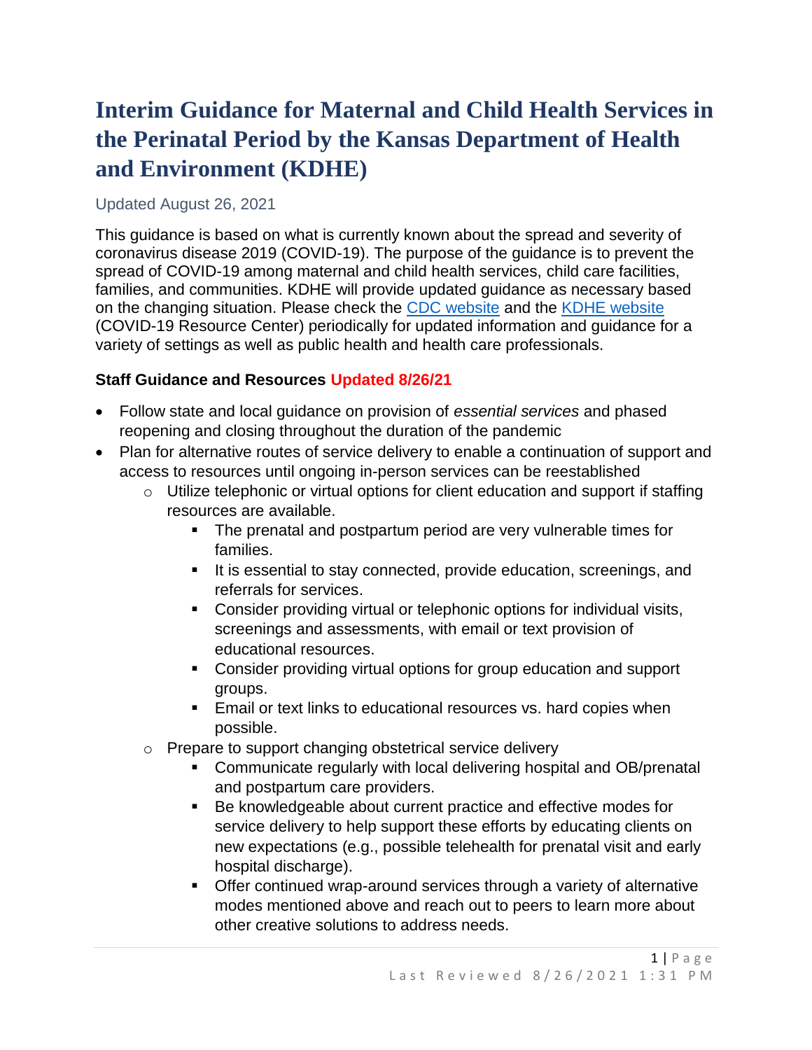# Interim Guidance for Maternal and Child Health Services in the Perinatal Period by the Kansas Department of Health and Environment (KDHE)

Updated August 26, 2021

This guidance is based on what is currently known about the spread and severity of coronavirus disease 2019 (COVID-19). The purpose of the guidance is to prevent the spread of COVID-19 among maternal and child health services, child care facilities, families, and communities. KDHE will provide updated guidance as necessary based on the changing situation. Please check the [CDC website]() and the [KDHE website]() (COVID-19 Resource Center) periodically for updated information and guidance for a variety of settings as well as public health and health care professionals.

**Staff Guidance and Resources Updated 8/26/21**

- Follow state and local guidance on provision of *essential services* and phased reopening and closing throughout the duration of the pandemic
- Plan for alternative routes of service delivery to enable a continuation of support and access to resources until ongoing in-person services can be reestablished
  - Utilize telephonic or virtual options for client education and support if staffing resources are available.
    - The prenatal and postpartum period are very vulnerable times for families.
    - It is essential to stay connected, provide education, screenings, and referrals for services.
    - Consider providing virtual or telephonic options for individual visits, screenings and assessments, with email or text provision of educational resources.
    - Consider providing virtual options for group education and support groups.
    - Email or text links to educational resources vs. hard copies when possible.
  - Prepare to support changing obstetrical service delivery
    - Communicate regularly with local delivering hospital and OB/prenatal and postpartum care providers.
    - Be knowledgeable about current practice and effective modes for service delivery to help support these efforts by educating clients on new expectations (e.g., possible telehealth for prenatal visit and early hospital discharge).
    - Offer continued wrap-around services through a variety of alternative modes mentioned above and reach out to peers to learn more about other creative solutions to address needs.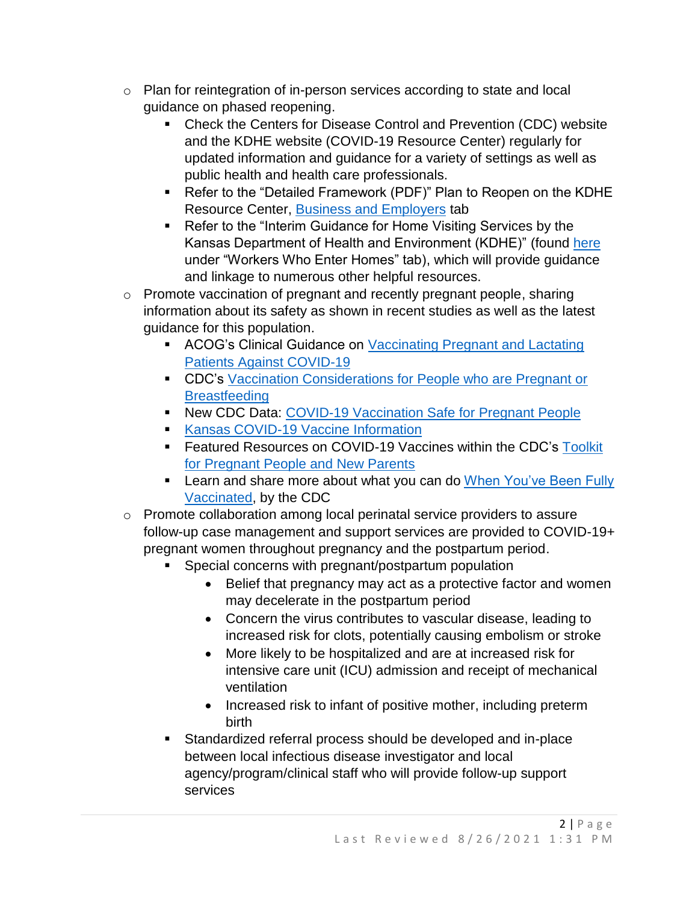- Plan for reintegration of in-person services according to state and local guidance on phased reopening.
    - Check the Centers for Disease Control and Prevention (CDC) website and the KDHE website (COVID-19 Resource Center) regularly for updated information and guidance for a variety of settings as well as public health and health care professionals.
    - Refer to the "Detailed Framework (PDF)" Plan to Reopen on the KDHE Resource Center, Business and Employers tab
    - Refer to the "Interim Guidance for Home Visiting Services by the Kansas Department of Health and Environment (KDHE)" (found here under "Workers Who Enter Homes" tab), which will provide guidance and linkage to numerous other helpful resources.
- Promote vaccination of pregnant and recently pregnant people, sharing information about its safety as shown in recent studies as well as the latest guidance for this population.
    - ACOG's Clinical Guidance on Vaccinating Pregnant and Lactating Patients Against COVID-19
    - CDC's Vaccination Considerations for People who are Pregnant or Breastfeeding
    - New CDC Data: COVID-19 Vaccination Safe for Pregnant People
    - Kansas COVID-19 Vaccine Information
    - Featured Resources on COVID-19 Vaccines within the CDC's Toolkit for Pregnant People and New Parents
    - Learn and share more about what you can do When You've Been Fully Vaccinated, by the CDC
- Promote collaboration among local perinatal service providers to assure follow-up case management and support services are provided to COVID-19+ pregnant women throughout pregnancy and the postpartum period.
    - Special concerns with pregnant/postpartum population
        - Belief that pregnancy may act as a protective factor and women may decelerate in the postpartum period
        - Concern the virus contributes to vascular disease, leading to increased risk for clots, potentially causing embolism or stroke
        - More likely to be hospitalized and are at increased risk for intensive care unit (ICU) admission and receipt of mechanical ventilation
        - Increased risk to infant of positive mother, including preterm birth
    - Standardized referral process should be developed and in-place between local infectious disease investigator and local agency/program/clinical staff who will provide follow-up support services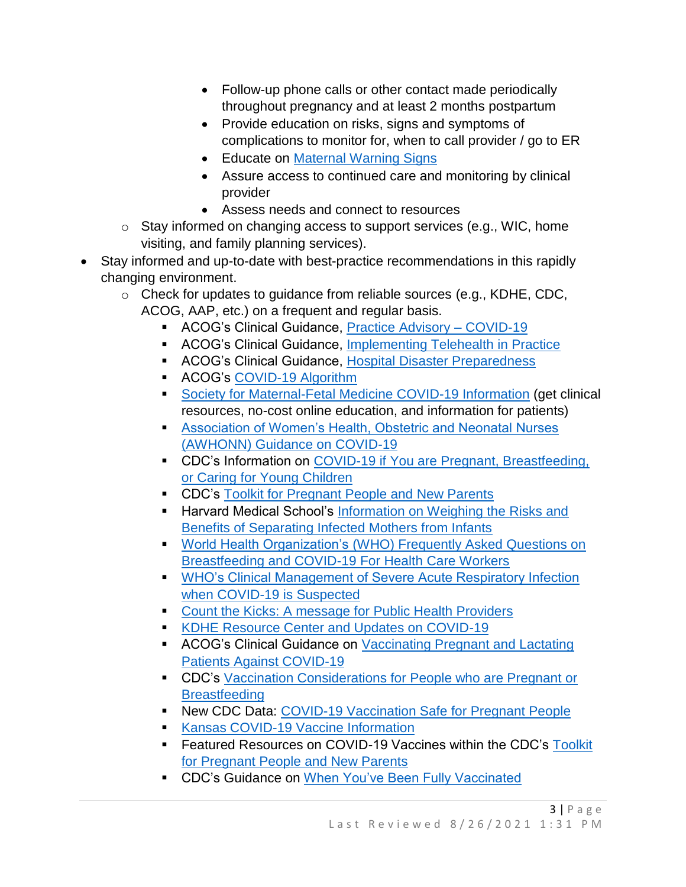- Follow-up phone calls or other contact made periodically throughout pregnancy and at least 2 months postpartum
        - Provide education on risks, signs and symptoms of complications to monitor for, when to call provider / go to ER
        - Educate on Maternal Warning Signs
        - Assure access to continued care and monitoring by clinical provider
        - Assess needs and connect to resources
    - Stay informed on changing access to support services (e.g., WIC, home visiting, and family planning services).
- Stay informed and up-to-date with best-practice recommendations in this rapidly changing environment.
    - Check for updates to guidance from reliable sources (e.g., KDHE, CDC, ACOG, AAP, etc.) on a frequent and regular basis.
        - ACOG's Clinical Guidance, Practice Advisory – COVID-19
        - ACOG's Clinical Guidance, Implementing Telehealth in Practice
        - ACOG's Clinical Guidance, Hospital Disaster Preparedness
        - ACOG's COVID-19 Algorithm
        - Society for Maternal-Fetal Medicine COVID-19 Information (get clinical resources, no-cost online education, and information for patients)
        - Association of Women's Health, Obstetric and Neonatal Nurses (AWHONN) Guidance on COVID-19
        - CDC's Information on COVID-19 if You are Pregnant, Breastfeeding, or Caring for Young Children
        - CDC's Toolkit for Pregnant People and New Parents
        - Harvard Medical School's Information on Weighing the Risks and Benefits of Separating Infected Mothers from Infants
        - World Health Organization's (WHO) Frequently Asked Questions on Breastfeeding and COVID-19 For Health Care Workers
        - WHO's Clinical Management of Severe Acute Respiratory Infection when COVID-19 is Suspected
        - Count the Kicks: A message for Public Health Providers
        - KDHE Resource Center and Updates on COVID-19
        - ACOG's Clinical Guidance on Vaccinating Pregnant and Lactating Patients Against COVID-19
        - CDC's Vaccination Considerations for People who are Pregnant or Breastfeeding
        - New CDC Data: COVID-19 Vaccination Safe for Pregnant People
        - Kansas COVID-19 Vaccine Information
        - Featured Resources on COVID-19 Vaccines within the CDC's Toolkit for Pregnant People and New Parents
        - CDC's Guidance on When You've Been Fully Vaccinated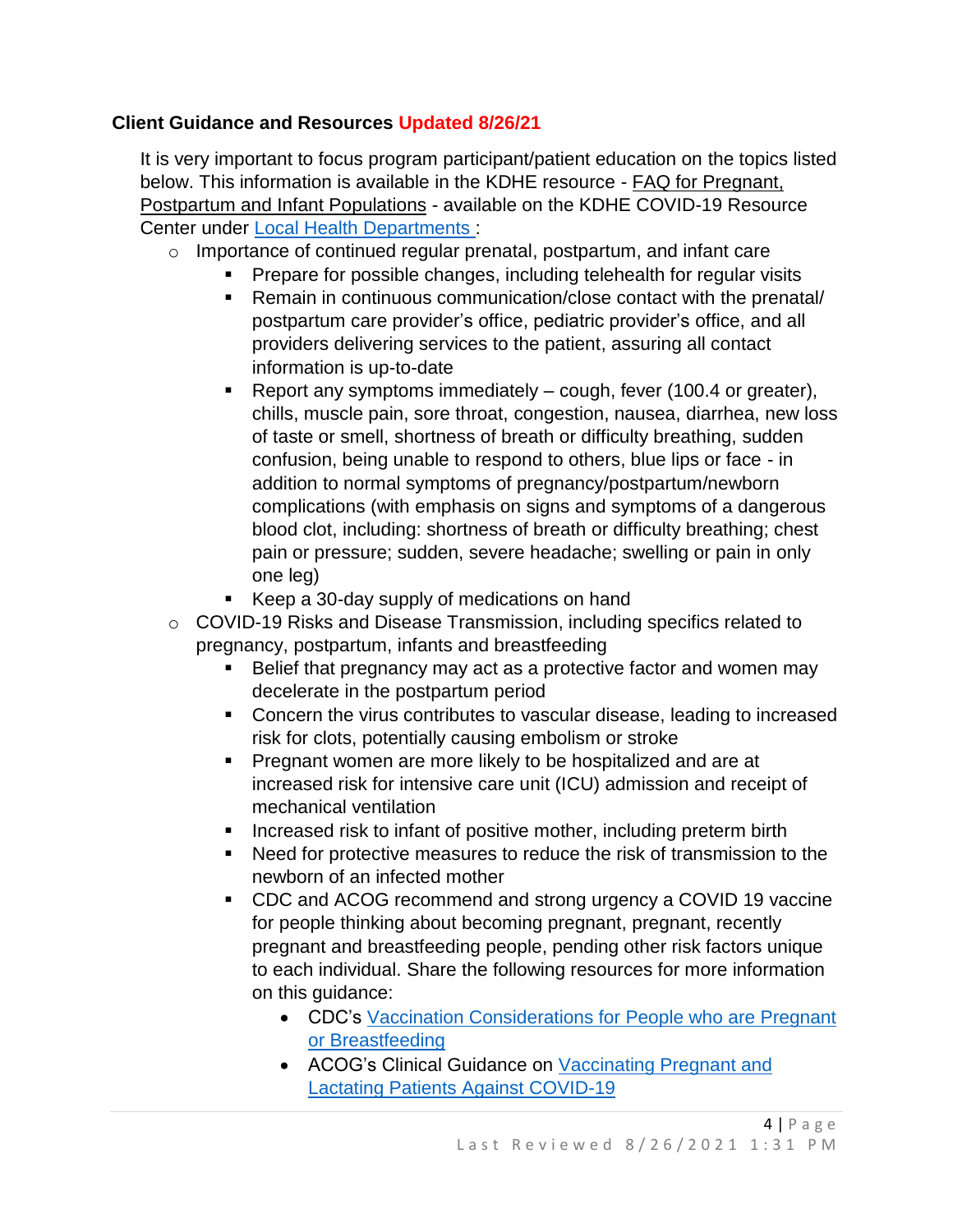**Client Guidance and Resources Updated 8/26/21**

It is very important to focus program participant/patient education on the topics listed below. This information is available in the KDHE resource - FAQ for Pregnant, Postpartum and Infant Populations - available on the KDHE COVID-19 Resource Center under [Local Health Departments ]:

- Importance of continued regular prenatal, postpartum, and infant care
  - Prepare for possible changes, including telehealth for regular visits
  - Remain in continuous communication/close contact with the prenatal/ postpartum care provider's office, pediatric provider's office, and all providers delivering services to the patient, assuring all contact information is up-to-date
  - Report any symptoms immediately – cough, fever (100.4 or greater), chills, muscle pain, sore throat, congestion, nausea, diarrhea, new loss of taste or smell, shortness of breath or difficulty breathing, sudden confusion, being unable to respond to others, blue lips or face - in addition to normal symptoms of pregnancy/postpartum/newborn complications (with emphasis on signs and symptoms of a dangerous blood clot, including: shortness of breath or difficulty breathing; chest pain or pressure; sudden, severe headache; swelling or pain in only one leg)
  - Keep a 30-day supply of medications on hand
- COVID-19 Risks and Disease Transmission, including specifics related to pregnancy, postpartum, infants and breastfeeding
  - Belief that pregnancy may act as a protective factor and women may decelerate in the postpartum period
  - Concern the virus contributes to vascular disease, leading to increased risk for clots, potentially causing embolism or stroke
  - Pregnant women are more likely to be hospitalized and are at increased risk for intensive care unit (ICU) admission and receipt of mechanical ventilation
  - Increased risk to infant of positive mother, including preterm birth
  - Need for protective measures to reduce the risk of transmission to the newborn of an infected mother
  - CDC and ACOG recommend and strong urgency a COVID 19 vaccine for people thinking about becoming pregnant, pregnant, recently pregnant and breastfeeding people, pending other risk factors unique to each individual. Share the following resources for more information on this guidance:
    - CDC's [Vaccination Considerations for People who are Pregnant or Breastfeeding]
    - ACOG's Clinical Guidance on [Vaccinating Pregnant and Lactating Patients Against COVID-19]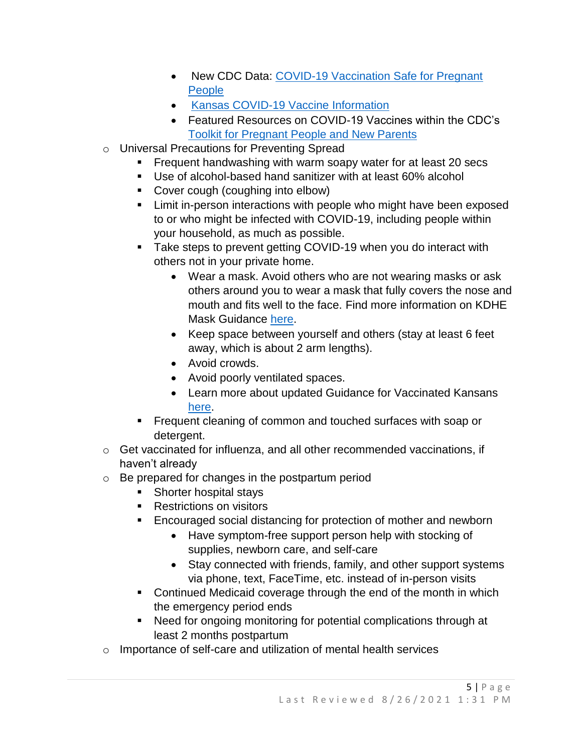- New CDC Data: [COVID-19 Vaccination Safe for Pregnant People]
        - [Kansas COVID-19 Vaccine Information]
        - Featured Resources on COVID-19 Vaccines within the CDC's [Toolkit for Pregnant People and New Parents]
- Universal Precautions for Preventing Spread
    - Frequent handwashing with warm soapy water for at least 20 secs
    - Use of alcohol-based hand sanitizer with at least 60% alcohol
    - Cover cough (coughing into elbow)
    - Limit in-person interactions with people who might have been exposed to or who might be infected with COVID-19, including people within your household, as much as possible.
    - Take steps to prevent getting COVID-19 when you do interact with others not in your private home.
        - Wear a mask. Avoid others who are not wearing masks or ask others around you to wear a mask that fully covers the nose and mouth and fits well to the face. Find more information on KDHE Mask Guidance [here].
        - Keep space between yourself and others (stay at least 6 feet away, which is about 2 arm lengths).
        - Avoid crowds.
        - Avoid poorly ventilated spaces.
        - Learn more about updated Guidance for Vaccinated Kansans [here].
    - Frequent cleaning of common and touched surfaces with soap or detergent.
- Get vaccinated for influenza, and all other recommended vaccinations, if haven't already
- Be prepared for changes in the postpartum period
    - Shorter hospital stays
    - Restrictions on visitors
    - Encouraged social distancing for protection of mother and newborn
        - Have symptom-free support person help with stocking of supplies, newborn care, and self-care
        - Stay connected with friends, family, and other support systems via phone, text, FaceTime, etc. instead of in-person visits
    - Continued Medicaid coverage through the end of the month in which the emergency period ends
    - Need for ongoing monitoring for potential complications through at least 2 months postpartum
- Importance of self-care and utilization of mental health services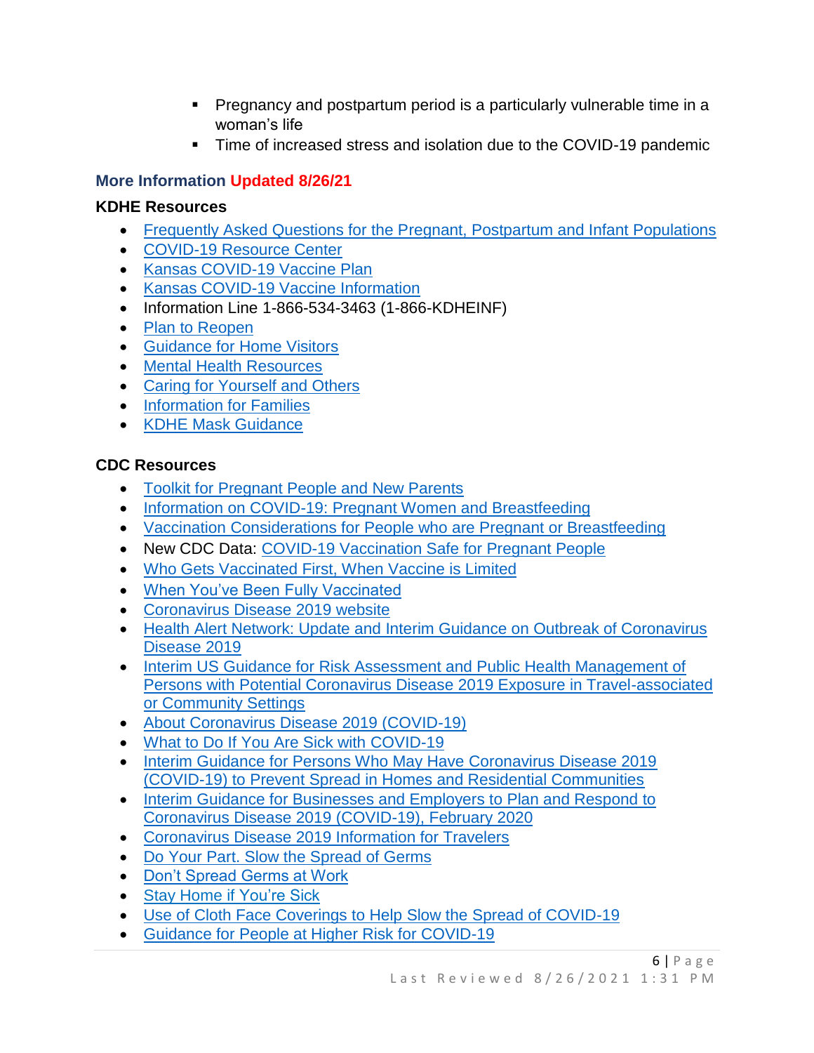- Pregnancy and postpartum period is a particularly vulnerable time in a woman's life
  - Time of increased stress and isolation due to the COVID-19 pandemic

## More Information Updated 8/26/21

### KDHE Resources

- Frequently Asked Questions for the Pregnant, Postpartum and Infant Populations
- COVID-19 Resource Center
- Kansas COVID-19 Vaccine Plan
- Kansas COVID-19 Vaccine Information
- Information Line 1-866-534-3463 (1-866-KDHEINF)
- Plan to Reopen
- Guidance for Home Visitors
- Mental Health Resources
- Caring for Yourself and Others
- Information for Families
- KDHE Mask Guidance

### CDC Resources

- Toolkit for Pregnant People and New Parents
- Information on COVID-19: Pregnant Women and Breastfeeding
- Vaccination Considerations for People who are Pregnant or Breastfeeding
- New CDC Data: COVID-19 Vaccination Safe for Pregnant People
- Who Gets Vaccinated First, When Vaccine is Limited
- When You've Been Fully Vaccinated
- Coronavirus Disease 2019 website
- Health Alert Network: Update and Interim Guidance on Outbreak of Coronavirus Disease 2019
- Interim US Guidance for Risk Assessment and Public Health Management of Persons with Potential Coronavirus Disease 2019 Exposure in Travel-associated or Community Settings
- About Coronavirus Disease 2019 (COVID-19)
- What to Do If You Are Sick with COVID-19
- Interim Guidance for Persons Who May Have Coronavirus Disease 2019 (COVID-19) to Prevent Spread in Homes and Residential Communities
- Interim Guidance for Businesses and Employers to Plan and Respond to Coronavirus Disease 2019 (COVID-19), February 2020
- Coronavirus Disease 2019 Information for Travelers
- Do Your Part. Slow the Spread of Germs
- Don't Spread Germs at Work
- Stay Home if You're Sick
- Use of Cloth Face Coverings to Help Slow the Spread of COVID-19
- Guidance for People at Higher Risk for COVID-19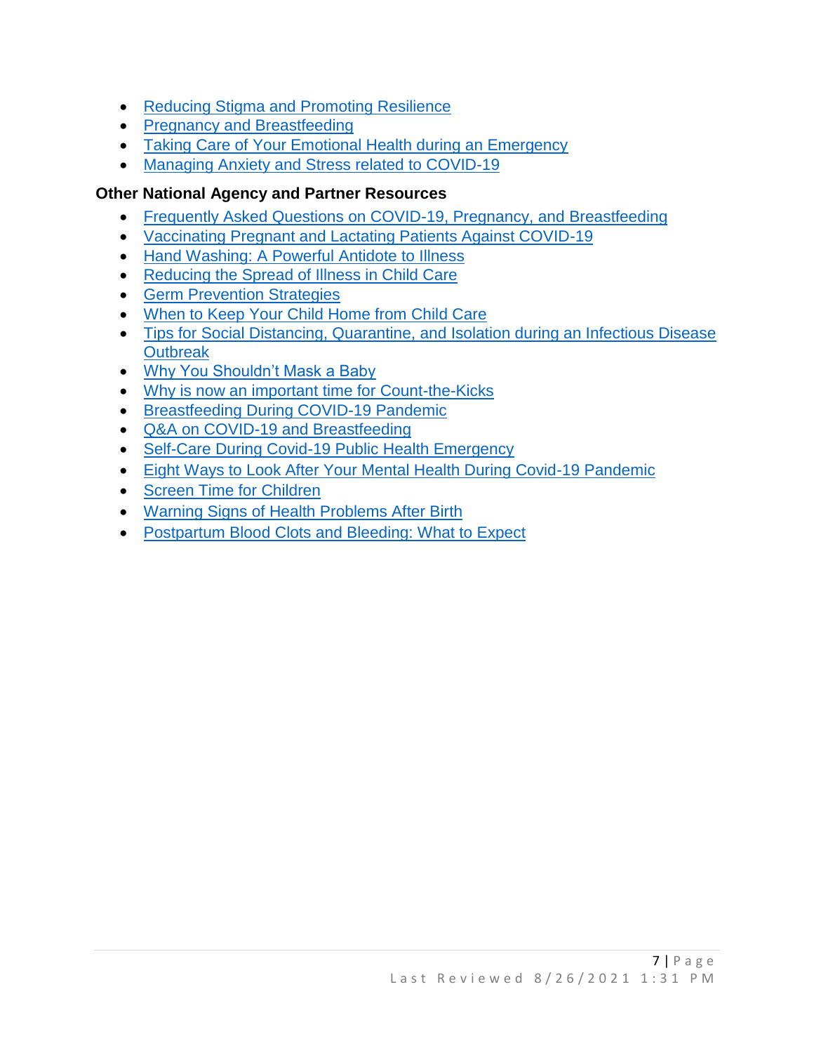- Reducing Stigma and Promoting Resilience
- Pregnancy and Breastfeeding
- Taking Care of Your Emotional Health during an Emergency
- Managing Anxiety and Stress related to COVID-19

**Other National Agency and Partner Resources**

- Frequently Asked Questions on COVID-19, Pregnancy, and Breastfeeding
- Vaccinating Pregnant and Lactating Patients Against COVID-19
- Hand Washing: A Powerful Antidote to Illness
- Reducing the Spread of Illness in Child Care
- Germ Prevention Strategies
- When to Keep Your Child Home from Child Care
- Tips for Social Distancing, Quarantine, and Isolation during an Infectious Disease Outbreak
- Why You Shouldn't Mask a Baby
- Why is now an important time for Count-the-Kicks
- Breastfeeding During COVID-19 Pandemic
- Q&A on COVID-19 and Breastfeeding
- Self-Care During Covid-19 Public Health Emergency
- Eight Ways to Look After Your Mental Health During Covid-19 Pandemic
- Screen Time for Children
- Warning Signs of Health Problems After Birth
- Postpartum Blood Clots and Bleeding: What to Expect